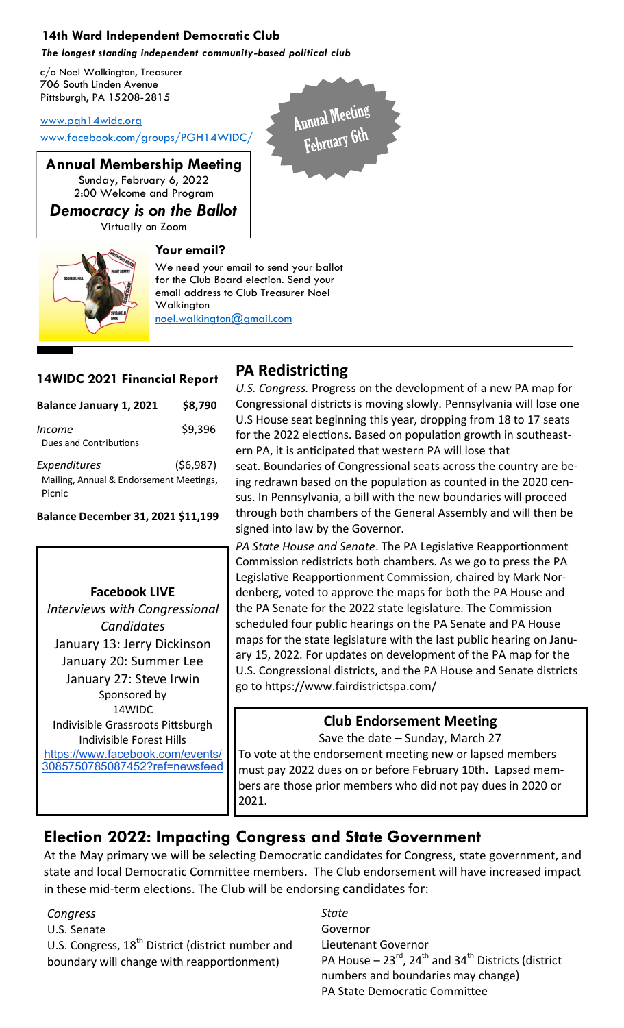**14th Ward Independent Democratic Club**

***The longest standing independent community-based political club***

c/o Noel Walkington, Treasurer
706 South Linden Avenue
Pittsburgh, PA 15208-2815

www.pgh14widc.org
www.facebook.com/groups/PGH14WIDC/

Annual Meeting February 6th

**Annual Membership Meeting**
Sunday, February 6, 2022
2:00 Welcome and Program
***Democracy is on the Ballot***
Virtually on Zoom

**Your email?**

We need your email to send your ballot for the Club Board election. Send your email address to Club Treasurer Noel Walkington
noel.walkington@gmail.com

## 14WIDC 2021 Financial Report

| **Balance January 1, 2021** | **$8,790** |
|---|---|
| *Income* Dues and Contributions | $9,396 |
| *Expenditures* Mailing, Annual & Endorsement Meetings, Picnic | ($6,987) |
| **Balance December 31, 2021** | **$11,199** |

**Facebook LIVE**

*Interviews with Congressional Candidates*

January 13: Jerry Dickinson
January 20: Summer Lee
January 27: Steve Irwin

Sponsored by
14WIDC
Indivisible Grassroots Pittsburgh
Indivisible Forest Hills
https://www.facebook.com/events/3085750785087452?ref=newsfeed

## PA Redistricting

*U.S. Congress.* Progress on the development of a new PA map for Congressional districts is moving slowly. Pennsylvania will lose one U.S House seat beginning this year, dropping from 18 to 17 seats for the 2022 elections. Based on population growth in southeastern PA, it is anticipated that western PA will lose that seat. Boundaries of Congressional seats across the country are being redrawn based on the population as counted in the 2020 census. In Pennsylvania, a bill with the new boundaries will proceed through both chambers of the General Assembly and will then be signed into law by the Governor.

*PA State House and Senate*. The PA Legislative Reapportionment Commission redistricts both chambers. As we go to press the PA Legislative Reapportionment Commission, chaired by Mark Nordenberg, voted to approve the maps for both the PA House and the PA Senate for the 2022 state legislature. The Commission scheduled four public hearings on the PA Senate and PA House maps for the state legislature with the last public hearing on January 15, 2022. For updates on development of the PA map for the U.S. Congressional districts, and the PA House and Senate districts go to https://www.fairdistrictspa.com/

**Club Endorsement Meeting**

Save the date – Sunday, March 27

To vote at the endorsement meeting new or lapsed members must pay 2022 dues on or before February 10th. Lapsed members are those prior members who did not pay dues in 2020 or 2021.

## Election 2022: Impacting Congress and State Government

At the May primary we will be selecting Democratic candidates for Congress, state government, and state and local Democratic Committee members. The Club endorsement will have increased impact in these mid-term elections. The Club will be endorsing candidates for:

*Congress*
U.S. Senate
U.S. Congress, 18th District (district number and boundary will change with reapportionment)

*State*
Governor
Lieutenant Governor
PA House – 23rd, 24th and 34th Districts (district numbers and boundaries may change)
PA State Democratic Committee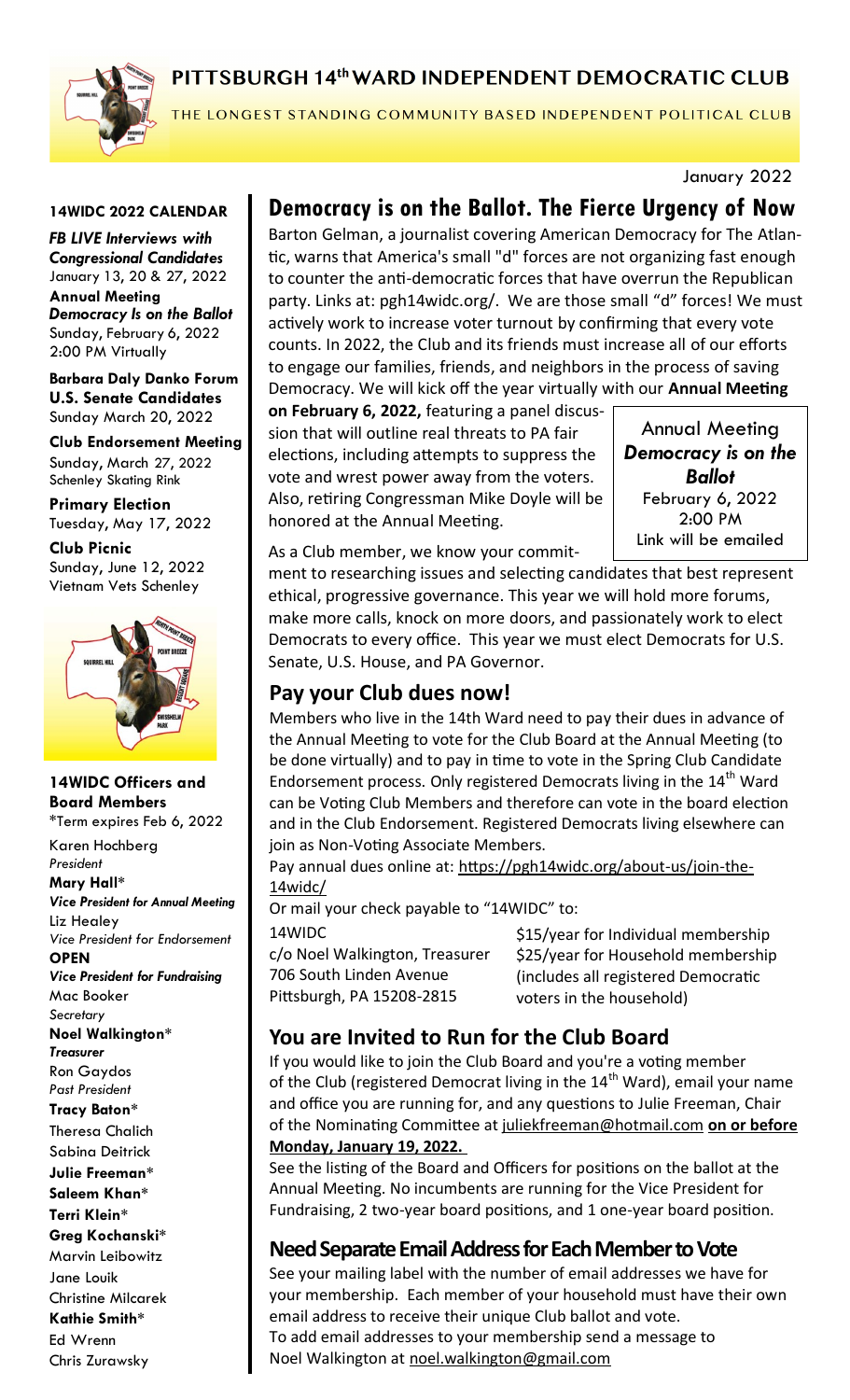# PITTSBURGH 14th WARD INDEPENDENT DEMOCRATIC CLUB

THE LONGEST STANDING COMMUNITY BASED INDEPENDENT POLITICAL CLUB

January 2022

**14WIDC 2022 CALENDAR**

***FB LIVE Interviews with Congressional Candidates***
January 13, 20 & 27, 2022

**Annual Meeting**
***Democracy Is on the Ballot***
Sunday, February 6, 2022
2:00 PM Virtually

**Barbara Daly Danko Forum**
**U.S. Senate Candidates**
Sunday March 20, 2022

**Club Endorsement Meeting**
Sunday, March 27, 2022
Schenley Skating Rink

**Primary Election**
Tuesday, May 17, 2022

**Club Picnic**
Sunday, June 12, 2022
Vietnam Vets Schenley

**14WIDC Officers and Board Members**
*Term expires Feb 6, 2022

Karen Hochberg
*President*

**Mary Hall***
***Vice President for Annual Meeting***

Liz Healey
*Vice President for Endorsement*

**OPEN**
***Vice President for Fundraising***

Mac Booker
*Secretary*

**Noel Walkington***
***Treasurer***

Ron Gaydos
*Past President*

**Tracy Baton***
Theresa Chalich
Sabina Deitrick
**Julie Freeman***
**Saleem Khan***
**Terri Klein***
**Greg Kochanski***
Marvin Leibowitz
Jane Louik
Christine Milcarek
**Kathie Smith***
Ed Wrenn
Chris Zurawsky

## Democracy is on the Ballot. The Fierce Urgency of Now

Barton Gelman, a journalist covering American Democracy for The Atlantic, warns that America's small "d" forces are not organizing fast enough to counter the anti-democratic forces that have overrun the Republican party. Links at: pgh14widc.org/. We are those small "d" forces! We must actively work to increase voter turnout by confirming that every vote counts. In 2022, the Club and its friends must increase all of our efforts to engage our families, friends, and neighbors in the process of saving Democracy. We will kick off the year virtually with our **Annual Meeting on February 6, 2022,** featuring a panel discussion that will outline real threats to PA fair elections, including attempts to suppress the vote and wrest power away from the voters. Also, retiring Congressman Mike Doyle will be honored at the Annual Meeting.

Annual Meeting
***Democracy is on the Ballot***
February 6, 2022
2:00 PM
Link will be emailed

As a Club member, we know your commitment to researching issues and selecting candidates that best represent ethical, progressive governance. This year we will hold more forums, make more calls, knock on more doors, and passionately work to elect Democrats to every office. This year we must elect Democrats for U.S. Senate, U.S. House, and PA Governor.

## Pay your Club dues now!

Members who live in the 14th Ward need to pay their dues in advance of the Annual Meeting to vote for the Club Board at the Annual Meeting (to be done virtually) and to pay in time to vote in the Spring Club Candidate Endorsement process. Only registered Democrats living in the 14th Ward can be Voting Club Members and therefore can vote in the board election and in the Club Endorsement. Registered Democrats living elsewhere can join as Non-Voting Associate Members.

Pay annual dues online at: https://pgh14widc.org/about-us/join-the-14widc/

Or mail your check payable to "14WIDC" to:

14WIDC
c/o Noel Walkington, Treasurer
706 South Linden Avenue
Pittsburgh, PA 15208-2815

$15/year for Individual membership
$25/year for Household membership (includes all registered Democratic voters in the household)

## You are Invited to Run for the Club Board

If you would like to join the Club Board and you're a voting member of the Club (registered Democrat living in the 14th Ward), email your name and office you are running for, and any questions to Julie Freeman, Chair of the Nominating Committee at juliekfreeman@hotmail.com **on or before Monday, January 19, 2022.**

See the listing of the Board and Officers for positions on the ballot at the Annual Meeting. No incumbents are running for the Vice President for Fundraising, 2 two-year board positions, and 1 one-year board position.

## Need Separate Email Address for Each Member to Vote

See your mailing label with the number of email addresses we have for your membership. Each member of your household must have their own email address to receive their unique Club ballot and vote.
To add email addresses to your membership send a message to Noel Walkington at noel.walkington@gmail.com